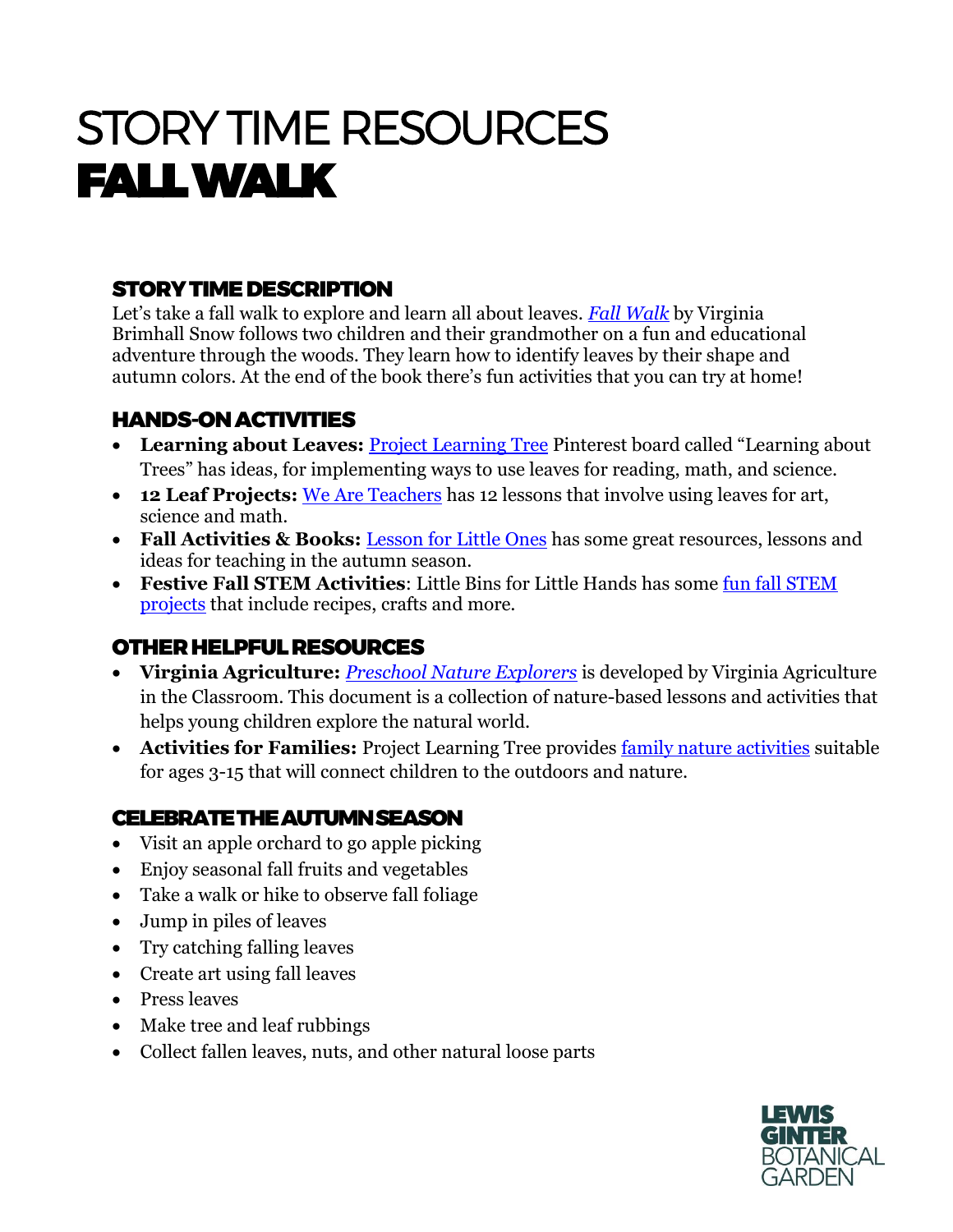# STORY TIME RESOURCES
# FALL WALK

## STORY TIME DESCRIPTION

Let's take a fall walk to explore and learn all about leaves. *Fall Walk* by Virginia Brimhall Snow follows two children and their grandmother on a fun and educational adventure through the woods. They learn how to identify leaves by their shape and autumn colors. At the end of the book there's fun activities that you can try at home!

## HANDS-ON ACTIVITIES

- **Learning about Leaves:** Project Learning Tree Pinterest board called "Learning about Trees" has ideas, for implementing ways to use leaves for reading, math, and science.
- **12 Leaf Projects:** We Are Teachers has 12 lessons that involve using leaves for art, science and math.
- **Fall Activities & Books:** Lesson for Little Ones has some great resources, lessons and ideas for teaching in the autumn season.
- **Festive Fall STEM Activities**: Little Bins for Little Hands has some fun fall STEM projects that include recipes, crafts and more.

## OTHER HELPFUL RESOURCES

- **Virginia Agriculture:** *Preschool Nature Explorers* is developed by Virginia Agriculture in the Classroom. This document is a collection of nature-based lessons and activities that helps young children explore the natural world.
- **Activities for Families:** Project Learning Tree provides family nature activities suitable for ages 3-15 that will connect children to the outdoors and nature.

## CELEBRATE THE AUTUMN SEASON

- Visit an apple orchard to go apple picking
- Enjoy seasonal fall fruits and vegetables
- Take a walk or hike to observe fall foliage
- Jump in piles of leaves
- Try catching falling leaves
- Create art using fall leaves
- Press leaves
- Make tree and leaf rubbings
- Collect fallen leaves, nuts, and other natural loose parts

LEWIS GINTER BOTANICAL GARDEN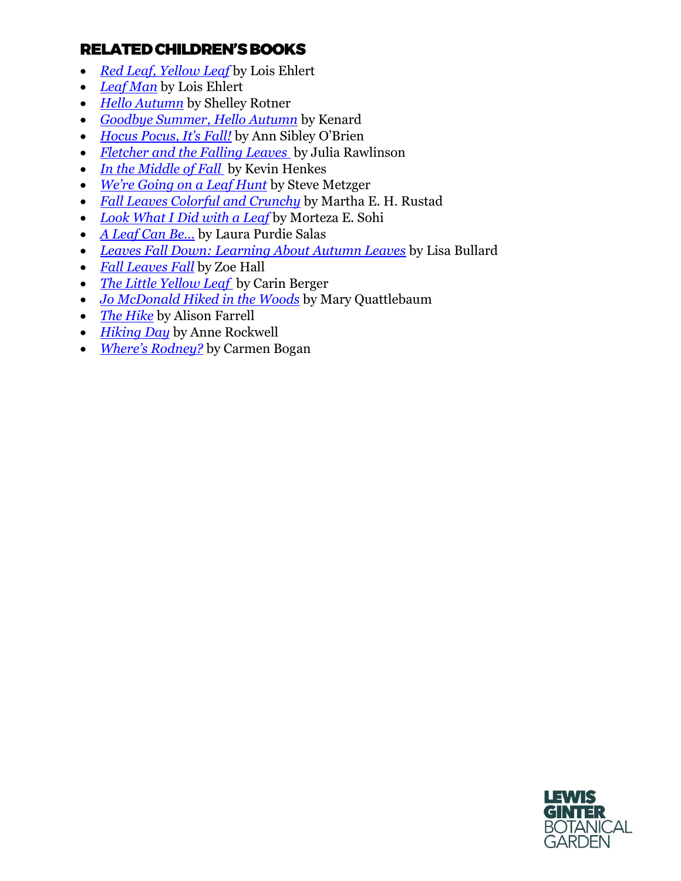## RELATED CHILDREN'S BOOKS

- *Red Leaf, Yellow Leaf* by Lois Ehlert
- *Leaf Man* by Lois Ehlert
- *Hello Autumn* by Shelley Rotner
- *Goodbye Summer, Hello Autumn* by Kenard
- *Hocus Pocus, It's Fall!* by Ann Sibley O'Brien
- *Fletcher and the Falling Leaves* by Julia Rawlinson
- *In the Middle of Fall* by Kevin Henkes
- *We're Going on a Leaf Hunt* by Steve Metzger
- *Fall Leaves Colorful and Crunchy* by Martha E. H. Rustad
- *Look What I Did with a Leaf* by Morteza E. Sohi
- *A Leaf Can Be…* by Laura Purdie Salas
- *Leaves Fall Down: Learning About Autumn Leaves* by Lisa Bullard
- *Fall Leaves Fall* by Zoe Hall
- *The Little Yellow Leaf* by Carin Berger
- *Jo McDonald Hiked in the Woods* by Mary Quattlebaum
- *The Hike* by Alison Farrell
- *Hiking Day* by Anne Rockwell
- *Where's Rodney?* by Carmen Bogan

LEWIS GINTER BOTANICAL GARDEN